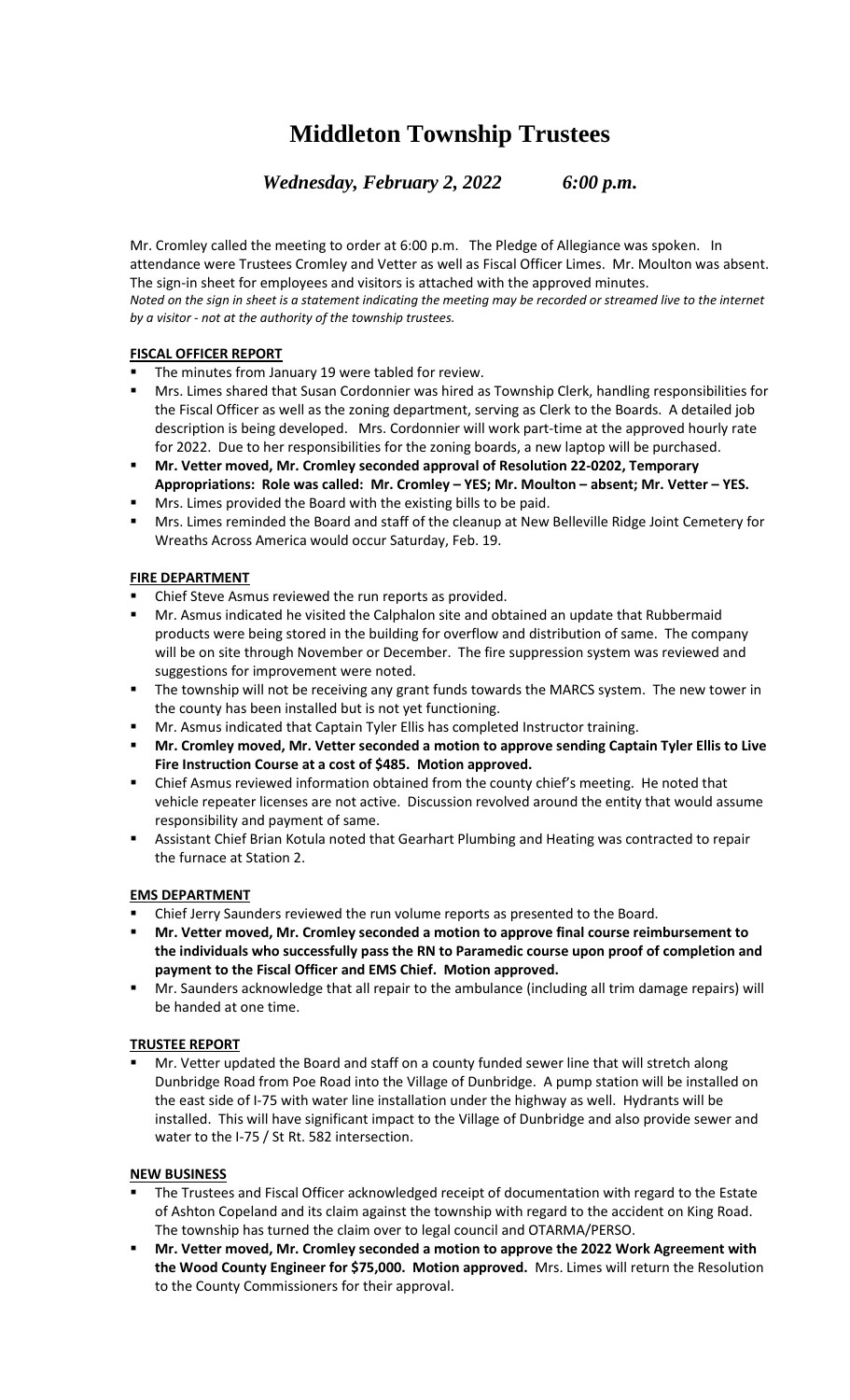# Middleton Township Trustees

***Wednesday, February 2, 2022 6:00 p.m.***

Mr. Cromley called the meeting to order at 6:00 p.m. The Pledge of Allegiance was spoken. In attendance were Trustees Cromley and Vetter as well as Fiscal Officer Limes. Mr. Moulton was absent. The sign-in sheet for employees and visitors is attached with the approved minutes.
*Noted on the sign in sheet is a statement indicating the meeting may be recorded or streamed live to the internet by a visitor - not at the authority of the township trustees.*

**FISCAL OFFICER REPORT**

- The minutes from January 19 were tabled for review.
- Mrs. Limes shared that Susan Cordonnier was hired as Township Clerk, handling responsibilities for the Fiscal Officer as well as the zoning department, serving as Clerk to the Boards. A detailed job description is being developed. Mrs. Cordonnier will work part-time at the approved hourly rate for 2022. Due to her responsibilities for the zoning boards, a new laptop will be purchased.
- **Mr. Vetter moved, Mr. Cromley seconded approval of Resolution 22-0202, Temporary Appropriations: Role was called: Mr. Cromley – YES; Mr. Moulton – absent; Mr. Vetter – YES.**
- Mrs. Limes provided the Board with the existing bills to be paid.
- Mrs. Limes reminded the Board and staff of the cleanup at New Belleville Ridge Joint Cemetery for Wreaths Across America would occur Saturday, Feb. 19.

**FIRE DEPARTMENT**

- Chief Steve Asmus reviewed the run reports as provided.
- Mr. Asmus indicated he visited the Calphalon site and obtained an update that Rubbermaid products were being stored in the building for overflow and distribution of same. The company will be on site through November or December. The fire suppression system was reviewed and suggestions for improvement were noted.
- The township will not be receiving any grant funds towards the MARCS system. The new tower in the county has been installed but is not yet functioning.
- Mr. Asmus indicated that Captain Tyler Ellis has completed Instructor training.
- **Mr. Cromley moved, Mr. Vetter seconded a motion to approve sending Captain Tyler Ellis to Live Fire Instruction Course at a cost of $485. Motion approved.**
- Chief Asmus reviewed information obtained from the county chief's meeting. He noted that vehicle repeater licenses are not active. Discussion revolved around the entity that would assume responsibility and payment of same.
- Assistant Chief Brian Kotula noted that Gearhart Plumbing and Heating was contracted to repair the furnace at Station 2.

**EMS DEPARTMENT**

- Chief Jerry Saunders reviewed the run volume reports as presented to the Board.
- **Mr. Vetter moved, Mr. Cromley seconded a motion to approve final course reimbursement to the individuals who successfully pass the RN to Paramedic course upon proof of completion and payment to the Fiscal Officer and EMS Chief. Motion approved.**
- Mr. Saunders acknowledge that all repair to the ambulance (including all trim damage repairs) will be handed at one time.

**TRUSTEE REPORT**

- Mr. Vetter updated the Board and staff on a county funded sewer line that will stretch along Dunbridge Road from Poe Road into the Village of Dunbridge. A pump station will be installed on the east side of I-75 with water line installation under the highway as well. Hydrants will be installed. This will have significant impact to the Village of Dunbridge and also provide sewer and water to the I-75 / St Rt. 582 intersection.

**NEW BUSINESS**

- The Trustees and Fiscal Officer acknowledged receipt of documentation with regard to the Estate of Ashton Copeland and its claim against the township with regard to the accident on King Road. The township has turned the claim over to legal council and OTARMA/PERSO.
- **Mr. Vetter moved, Mr. Cromley seconded a motion to approve the 2022 Work Agreement with the Wood County Engineer for $75,000. Motion approved.** Mrs. Limes will return the Resolution to the County Commissioners for their approval.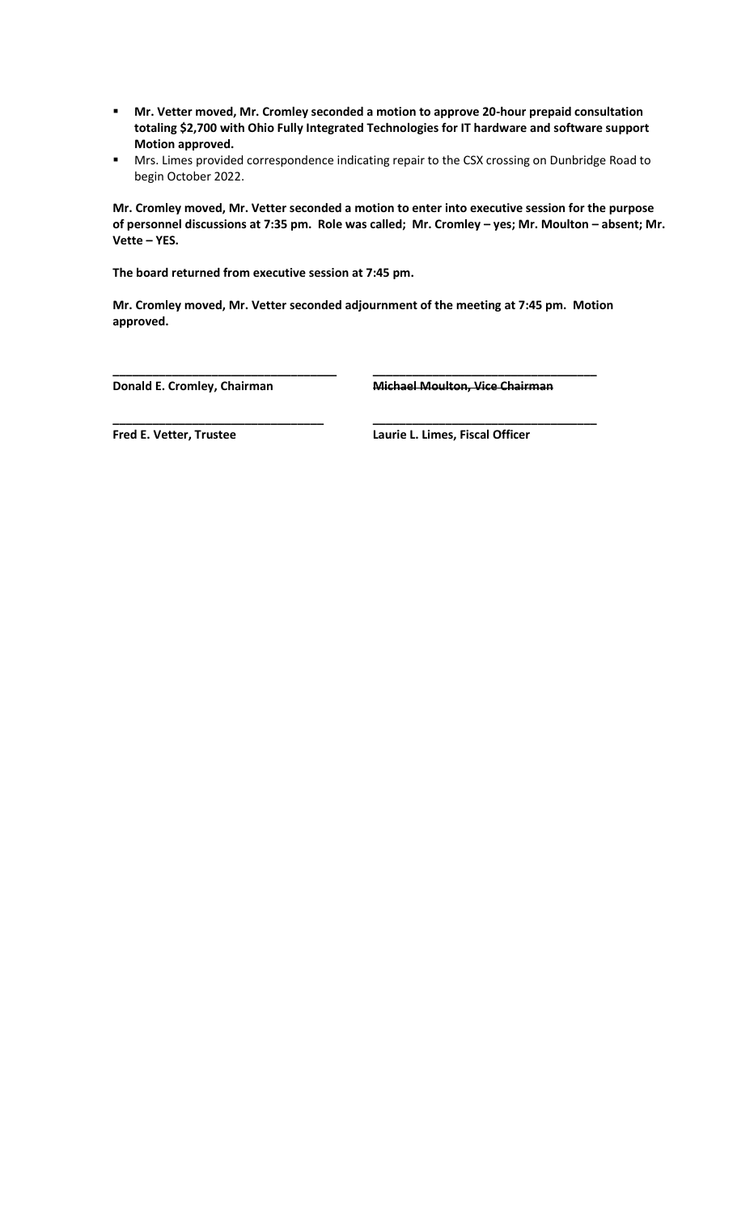- **Mr. Vetter moved, Mr. Cromley seconded a motion to approve 20-hour prepaid consultation totaling $2,700 with Ohio Fully Integrated Technologies for IT hardware and software support Motion approved.**
- Mrs. Limes provided correspondence indicating repair to the CSX crossing on Dunbridge Road to begin October 2022.

**Mr. Cromley moved, Mr. Vetter seconded a motion to enter into executive session for the purpose of personnel discussions at 7:35 pm. Role was called; Mr. Cromley – yes; Mr. Moulton – absent; Mr. Vette – YES.**

**The board returned from executive session at 7:45 pm.**

**Mr. Cromley moved, Mr. Vetter seconded adjournment of the meeting at 7:45 pm. Motion approved.**

| | |
|---|---|
| \_\_\_\_\_\_\_\_\_\_\_\_\_\_\_\_\_\_\_\_\_\_\_\_\_\_\_\_\_\_\_\_\_ | \_\_\_\_\_\_\_\_\_\_\_\_\_\_\_\_\_\_\_\_\_\_\_\_\_\_\_\_\_\_\_\_\_ |
| **Donald E. Cromley, Chairman** | **~~Michael Moulton, Vice Chairman~~** |
| \_\_\_\_\_\_\_\_\_\_\_\_\_\_\_\_\_\_\_\_\_\_\_\_\_\_\_\_\_\_\_\_\_ | \_\_\_\_\_\_\_\_\_\_\_\_\_\_\_\_\_\_\_\_\_\_\_\_\_\_\_\_\_\_\_\_\_ |
| **Fred E. Vetter, Trustee** | **Laurie L. Limes, Fiscal Officer** |